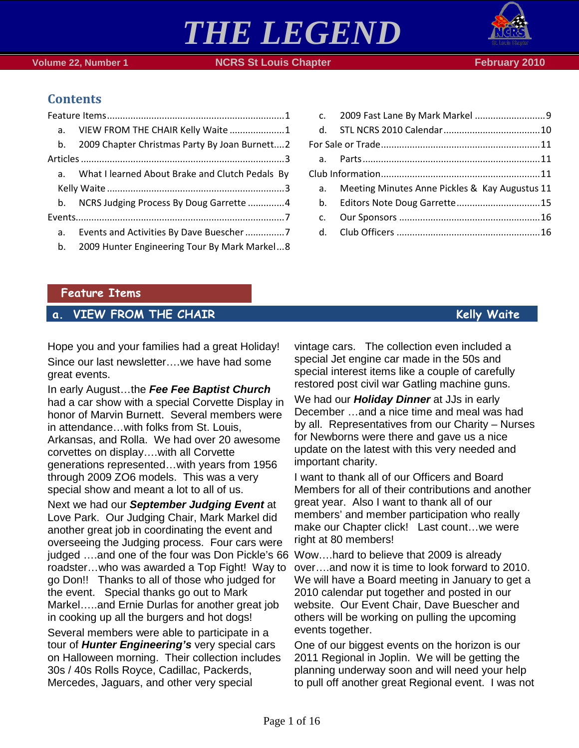# THE LEGEND

Volume 22, Number 1 | NCRS St Louis Chapter | February 2010

## Contents

Feature Items....1
- a. VIEW FROM THE CHAIR Kelly Waite....1
- b. 2009 Chapter Christmas Party By Joan Burnett....2

Articles....3
- a. What I learned About Brake and Clutch Pedals By Kelly Waite....3
- b. NCRS Judging Process By Doug Garrette....4

Events....7
- a. Events and Activities By Dave Buescher....7
- b. 2009 Hunter Engineering Tour By Mark Markel...8
- c. 2009 Fast Lane By Mark Markel....9
- d. STL NCRS 2010 Calendar....10

For Sale or Trade....11
- a. Parts....11

Club Information....11
- a. Meeting Minutes Anne Pickles & Kay Augustus 11
- b. Editors Note Doug Garrette....15
- c. Our Sponsors....16
- d. Club Officers....16

## Feature Items

### a. VIEW FROM THE CHAIR — Kelly Waite

Hope you and your families had a great Holiday!

Since our last newsletter….we have had some great events.

In early August…the ***Fee Fee Baptist Church*** had a car show with a special Corvette Display in honor of Marvin Burnett. Several members were in attendance…with folks from St. Louis, Arkansas, and Rolla. We had over 20 awesome corvettes on display….with all Corvette generations represented…with years from 1956 through 2009 ZO6 models. This was a very special show and meant a lot to all of us.

Next we had our ***September Judging Event*** at Love Park. Our Judging Chair, Mark Markel did another great job in coordinating the event and overseeing the Judging process. Four cars were judged ….and one of the four was Don Pickle's 66 roadster…who was awarded a Top Fight! Way to go Don!! Thanks to all of those who judged for the event. Special thanks go out to Mark Markel…..and Ernie Durlas for another great job in cooking up all the burgers and hot dogs!

Several members were able to participate in a tour of ***Hunter Engineering's*** very special cars on Halloween morning. Their collection includes 30s / 40s Rolls Royce, Cadillac, Packerds, Mercedes, Jaguars, and other very special vintage cars. The collection even included a special Jet engine car made in the 50s and special interest items like a couple of carefully restored post civil war Gatling machine guns.

We had our ***Holiday Dinner*** at JJs in early December …and a nice time and meal was had by all. Representatives from our Charity – Nurses for Newborns were there and gave us a nice update on the latest with this very needed and important charity.

I want to thank all of our Officers and Board Members for all of their contributions and another great year. Also I want to thank all of our members' and member participation who really make our Chapter click! Last count…we were right at 80 members!

Wow….hard to believe that 2009 is already over….and now it is time to look forward to 2010. We will have a Board meeting in January to get a 2010 calendar put together and posted in our website. Our Event Chair, Dave Buescher and others will be working on pulling the upcoming events together.

One of our biggest events on the horizon is our 2011 Regional in Joplin. We will be getting the planning underway soon and will need your help to pull off another great Regional event. I was not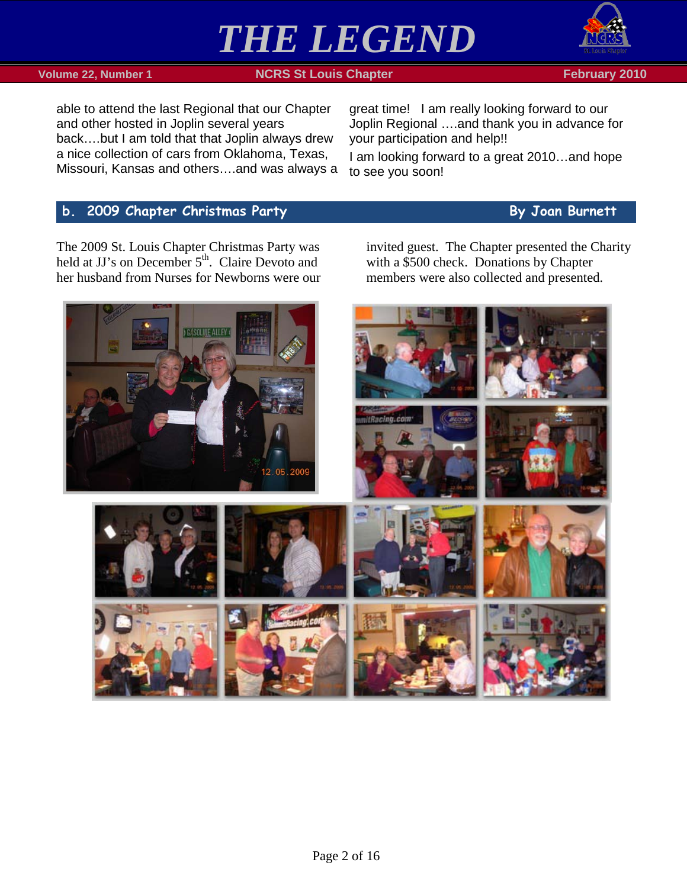able to attend the last Regional that our Chapter and other hosted in Joplin several years back….but I am told that that Joplin always drew a nice collection of cars from Oklahoma, Texas, Missouri, Kansas and others….and was always a great time!  I am really looking forward to our Joplin Regional ….and thank you in advance for your participation and help!!

I am looking forward to a great 2010…and hope to see you soon!

## b. 2009 Chapter Christmas Party — By Joan Burnett

The 2009 St. Louis Chapter Christmas Party was held at JJ's on December 5th.  Claire Devoto and her husband from Nurses for Newborns were our invited guest.  The Chapter presented the Charity with a $500 check.  Donations by Chapter members were also collected and presented.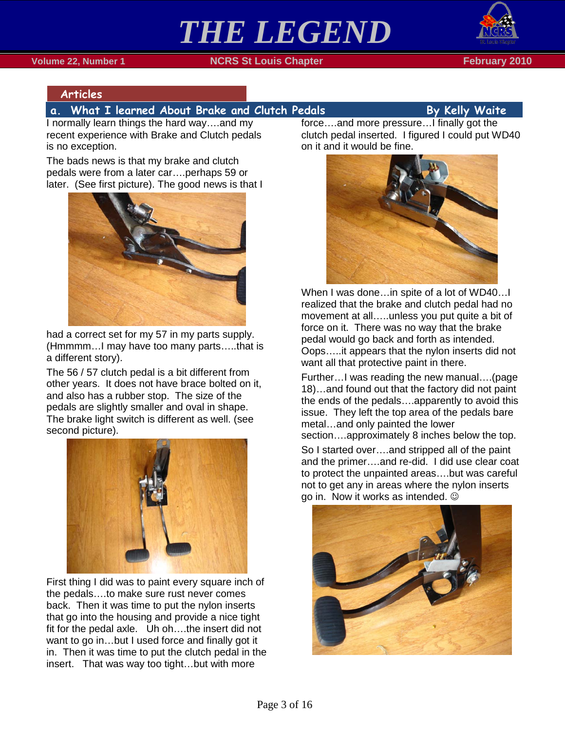## Articles

### a. What I learned About Brake and Clutch Pedals — By Kelly Waite

I normally learn things the hard way….and my recent experience with Brake and Clutch pedals is no exception.

The bads news is that my brake and clutch pedals were from a later car….perhaps 59 or later. (See first picture). The good news is that I had a correct set for my 57 in my parts supply. (Hmmmm…I may have too many parts…..that is a different story).

The 56 / 57 clutch pedal is a bit different from other years. It does not have brace bolted on it, and also has a rubber stop. The size of the pedals are slightly smaller and oval in shape. The brake light switch is different as well. (see second picture).

First thing I did was to paint every square inch of the pedals….to make sure rust never comes back. Then it was time to put the nylon inserts that go into the housing and provide a nice tight fit for the pedal axle. Uh oh….the insert did not want to go in…but I used force and finally got it in. Then it was time to put the clutch pedal in the insert. That was way too tight…but with more force….and more pressure…I finally got the clutch pedal inserted. I figured I could put WD40 on it and it would be fine.

When I was done…in spite of a lot of WD40…I realized that the brake and clutch pedal had no movement at all…..unless you put quite a bit of force on it. There was no way that the brake pedal would go back and forth as intended. Oops…..it appears that the nylon inserts did not want all that protective paint in there.

Further…I was reading the new manual….(page 18)…and found out that the factory did not paint the ends of the pedals….apparently to avoid this issue. They left the top area of the pedals bare metal…and only painted the lower section….approximately 8 inches below the top.

So I started over….and stripped all of the paint and the primer….and re-did. I did use clear coat to protect the unpainted areas….but was careful not to get any in areas where the nylon inserts go in. Now it works as intended. ☺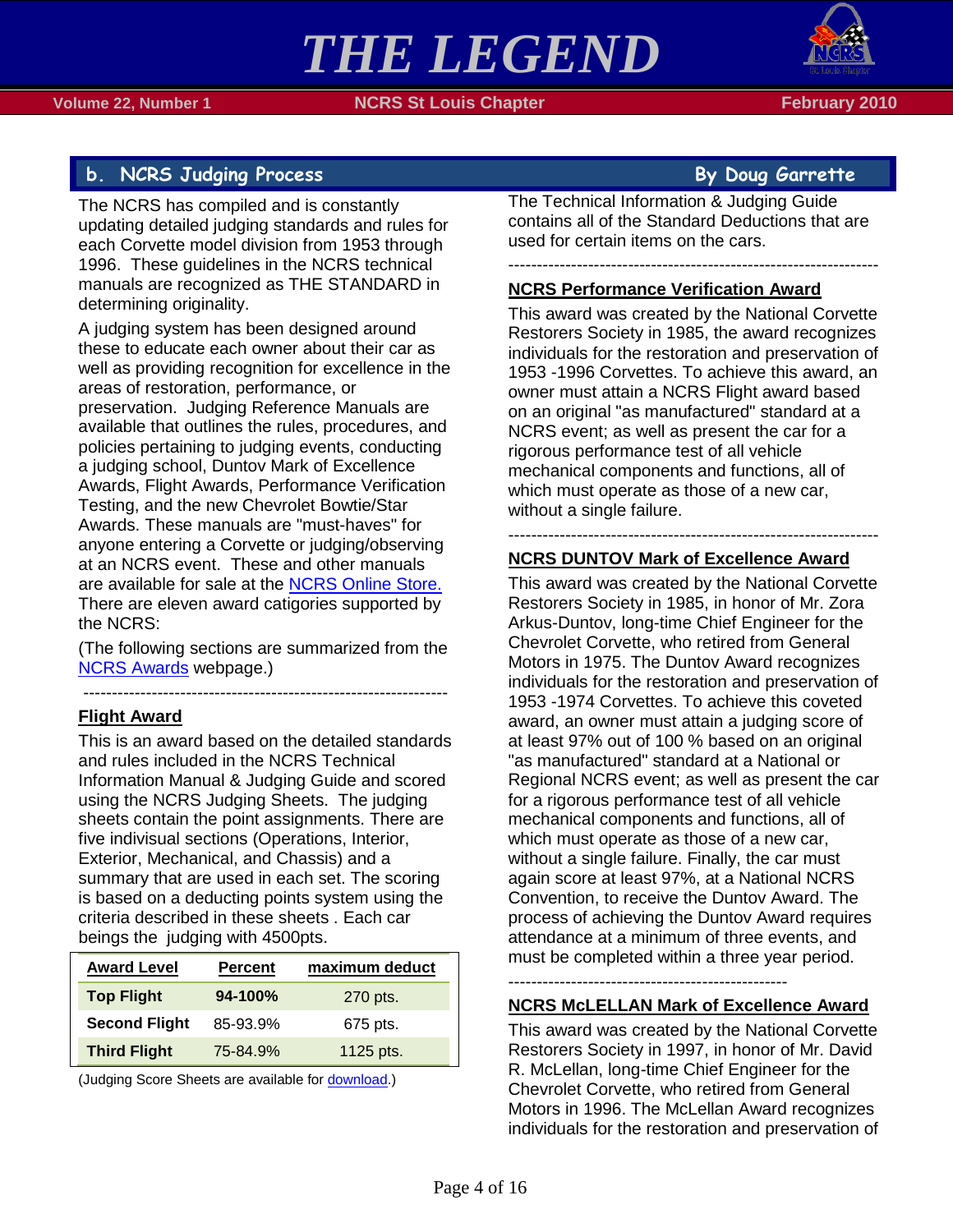## b. NCRS Judging Process — By Doug Garrette

The NCRS has compiled and is constantly updating detailed judging standards and rules for each Corvette model division from 1953 through 1996. These guidelines in the NCRS technical manuals are recognized as THE STANDARD in determining originality.

A judging system has been designed around these to educate each owner about their car as well as providing recognition for excellence in the areas of restoration, performance, or preservation. Judging Reference Manuals are available that outlines the rules, procedures, and policies pertaining to judging events, conducting a judging school, Duntov Mark of Excellence Awards, Flight Awards, Performance Verification Testing, and the new Chevrolet Bowtie/Star Awards. These manuals are "must-haves" for anyone entering a Corvette or judging/observing at an NCRS event. These and other manuals are available for sale at the NCRS Online Store. There are eleven award catigories supported by the NCRS:

(The following sections are summarized from the NCRS Awards webpage.)

---

### Flight Award

This is an award based on the detailed standards and rules included in the NCRS Technical Information Manual & Judging Guide and scored using the NCRS Judging Sheets. The judging sheets contain the point assignments. There are five indivisual sections (Operations, Interior, Exterior, Mechanical, and Chassis) and a summary that are used in each set. The scoring is based on a deducting points system using the criteria described in these sheets . Each car beings the judging with 4500pts.

| Award Level | Percent | maximum deduct |
|---|---|---|
| **Top Flight** | **94-100%** | 270 pts. |
| **Second Flight** | 85-93.9% | 675 pts. |
| **Third Flight** | 75-84.9% | 1125 pts. |

(Judging Score Sheets are available for download.)

The Technical Information & Judging Guide contains all of the Standard Deductions that are used for certain items on the cars.

---

### NCRS Performance Verification Award

This award was created by the National Corvette Restorers Society in 1985, the award recognizes individuals for the restoration and preservation of 1953 -1996 Corvettes. To achieve this award, an owner must attain a NCRS Flight award based on an original "as manufactured" standard at a NCRS event; as well as present the car for a rigorous performance test of all vehicle mechanical components and functions, all of which must operate as those of a new car, without a single failure.

---

### NCRS DUNTOV Mark of Excellence Award

This award was created by the National Corvette Restorers Society in 1985, in honor of Mr. Zora Arkus-Duntov, long-time Chief Engineer for the Chevrolet Corvette, who retired from General Motors in 1975. The Duntov Award recognizes individuals for the restoration and preservation of 1953 -1974 Corvettes. To achieve this coveted award, an owner must attain a judging score of at least 97% out of 100 % based on an original "as manufactured" standard at a National or Regional NCRS event; as well as present the car for a rigorous performance test of all vehicle mechanical components and functions, all of which must operate as those of a new car, without a single failure. Finally, the car must again score at least 97%, at a National NCRS Convention, to receive the Duntov Award. The process of achieving the Duntov Award requires attendance at a minimum of three events, and must be completed within a three year period.

---

### NCRS McLELLAN Mark of Excellence Award

This award was created by the National Corvette Restorers Society in 1997, in honor of Mr. David R. McLellan, long-time Chief Engineer for the Chevrolet Corvette, who retired from General Motors in 1996. The McLellan Award recognizes individuals for the restoration and preservation of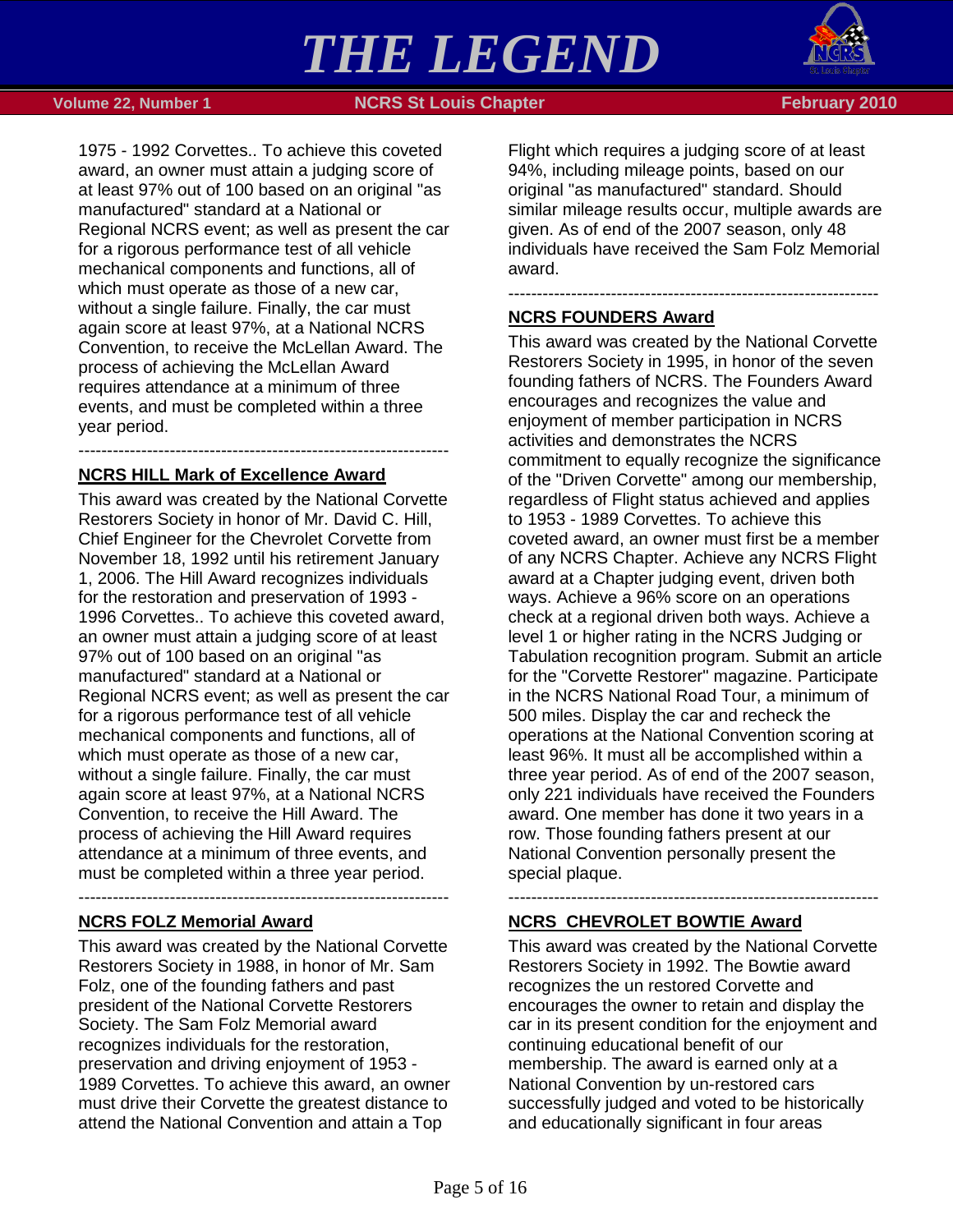1975 - 1992 Corvettes.. To achieve this coveted award, an owner must attain a judging score of at least 97% out of 100 based on an original "as manufactured" standard at a National or Regional NCRS event; as well as present the car for a rigorous performance test of all vehicle mechanical components and functions, all of which must operate as those of a new car, without a single failure. Finally, the car must again score at least 97%, at a National NCRS Convention, to receive the McLellan Award. The process of achieving the McLellan Award requires attendance at a minimum of three events, and must be completed within a three year period.

----------------------------------------------------------------

## NCRS HILL Mark of Excellence Award

This award was created by the National Corvette Restorers Society in honor of Mr. David C. Hill, Chief Engineer for the Chevrolet Corvette from November 18, 1992 until his retirement January 1, 2006. The Hill Award recognizes individuals for the restoration and preservation of 1993 - 1996 Corvettes.. To achieve this coveted award, an owner must attain a judging score of at least 97% out of 100 based on an original "as manufactured" standard at a National or Regional NCRS event; as well as present the car for a rigorous performance test of all vehicle mechanical components and functions, all of which must operate as those of a new car, without a single failure. Finally, the car must again score at least 97%, at a National NCRS Convention, to receive the Hill Award. The process of achieving the Hill Award requires attendance at a minimum of three events, and must be completed within a three year period.

----------------------------------------------------------------

## NCRS FOLZ Memorial Award

This award was created by the National Corvette Restorers Society in 1988, in honor of Mr. Sam Folz, one of the founding fathers and past president of the National Corvette Restorers Society. The Sam Folz Memorial award recognizes individuals for the restoration, preservation and driving enjoyment of 1953 - 1989 Corvettes. To achieve this award, an owner must drive their Corvette the greatest distance to attend the National Convention and attain a Top Flight which requires a judging score of at least 94%, including mileage points, based on our original "as manufactured" standard. Should similar mileage results occur, multiple awards are given. As of end of the 2007 season, only 48 individuals have received the Sam Folz Memorial award.

----------------------------------------------------------------

## NCRS FOUNDERS Award

This award was created by the National Corvette Restorers Society in 1995, in honor of the seven founding fathers of NCRS. The Founders Award encourages and recognizes the value and enjoyment of member participation in NCRS activities and demonstrates the NCRS commitment to equally recognize the significance of the "Driven Corvette" among our membership, regardless of Flight status achieved and applies to 1953 - 1989 Corvettes. To achieve this coveted award, an owner must first be a member of any NCRS Chapter. Achieve any NCRS Flight award at a Chapter judging event, driven both ways. Achieve a 96% score on an operations check at a regional driven both ways. Achieve a level 1 or higher rating in the NCRS Judging or Tabulation recognition program. Submit an article for the "Corvette Restorer" magazine. Participate in the NCRS National Road Tour, a minimum of 500 miles. Display the car and recheck the operations at the National Convention scoring at least 96%. It must all be accomplished within a three year period. As of end of the 2007 season, only 221 individuals have received the Founders award. One member has done it two years in a row. Those founding fathers present at our National Convention personally present the special plaque.

----------------------------------------------------------------

## NCRS CHEVROLET BOWTIE Award

This award was created by the National Corvette Restorers Society in 1992. The Bowtie award recognizes the un restored Corvette and encourages the owner to retain and display the car in its present condition for the enjoyment and continuing educational benefit of our membership. The award is earned only at a National Convention by un-restored cars successfully judged and voted to be historically and educationally significant in four areas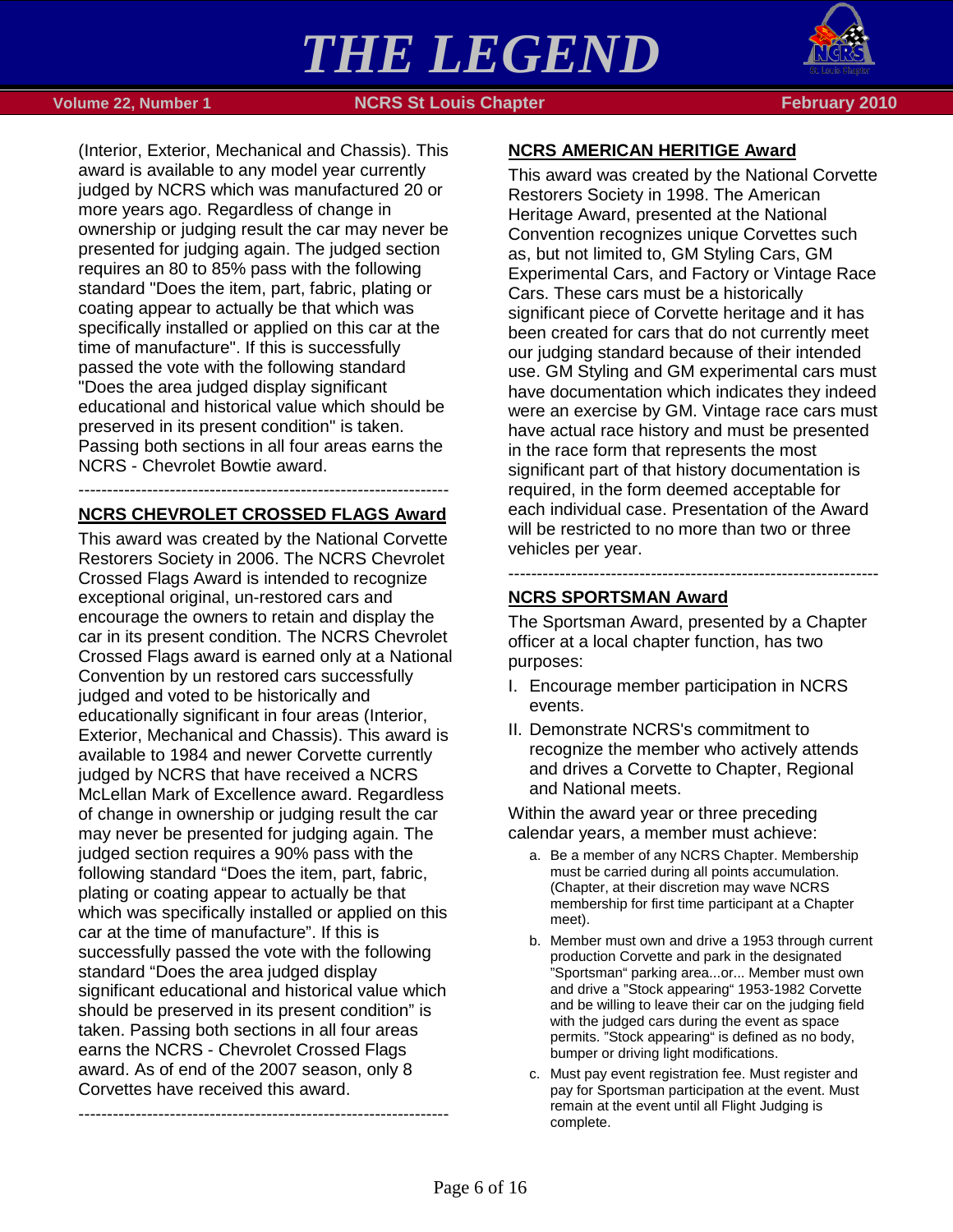(Interior, Exterior, Mechanical and Chassis). This award is available to any model year currently judged by NCRS which was manufactured 20 or more years ago. Regardless of change in ownership or judging result the car may never be presented for judging again. The judged section requires an 80 to 85% pass with the following standard "Does the item, part, fabric, plating or coating appear to actually be that which was specifically installed or applied on this car at the time of manufacture". If this is successfully passed the vote with the following standard "Does the area judged display significant educational and historical value which should be preserved in its present condition" is taken. Passing both sections in all four areas earns the NCRS - Chevrolet Bowtie award.

-----------------------------------------------------------------

## NCRS CHEVROLET CROSSED FLAGS Award

This award was created by the National Corvette Restorers Society in 2006. The NCRS Chevrolet Crossed Flags Award is intended to recognize exceptional original, un-restored cars and encourage the owners to retain and display the car in its present condition. The NCRS Chevrolet Crossed Flags award is earned only at a National Convention by un restored cars successfully judged and voted to be historically and educationally significant in four areas (Interior, Exterior, Mechanical and Chassis). This award is available to 1984 and newer Corvette currently judged by NCRS that have received a NCRS McLellan Mark of Excellence award. Regardless of change in ownership or judging result the car may never be presented for judging again. The judged section requires a 90% pass with the following standard "Does the item, part, fabric, plating or coating appear to actually be that which was specifically installed or applied on this car at the time of manufacture". If this is successfully passed the vote with the following standard "Does the area judged display significant educational and historical value which should be preserved in its present condition" is taken. Passing both sections in all four areas earns the NCRS - Chevrolet Crossed Flags award. As of end of the 2007 season, only 8 Corvettes have received this award.

-----------------------------------------------------------------

## NCRS AMERICAN HERITIGE Award

This award was created by the National Corvette Restorers Society in 1998. The American Heritage Award, presented at the National Convention recognizes unique Corvettes such as, but not limited to, GM Styling Cars, GM Experimental Cars, and Factory or Vintage Race Cars. These cars must be a historically significant piece of Corvette heritage and it has been created for cars that do not currently meet our judging standard because of their intended use. GM Styling and GM experimental cars must have documentation which indicates they indeed were an exercise by GM. Vintage race cars must have actual race history and must be presented in the race form that represents the most significant part of that history documentation is required, in the form deemed acceptable for each individual case. Presentation of the Award will be restricted to no more than two or three vehicles per year.

-----------------------------------------------------------------

## NCRS SPORTSMAN Award

The Sportsman Award, presented by a Chapter officer at a local chapter function, has two purposes:

I. Encourage member participation in NCRS events.
II. Demonstrate NCRS's commitment to recognize the member who actively attends and drives a Corvette to Chapter, Regional and National meets.

Within the award year or three preceding calendar years, a member must achieve:

a. Be a member of any NCRS Chapter. Membership must be carried during all points accumulation. (Chapter, at their discretion may wave NCRS membership for first time participant at a Chapter meet).
b. Member must own and drive a 1953 through current production Corvette and park in the designated "Sportsman" parking area...or... Member must own and drive a "Stock appearing" 1953-1982 Corvette and be willing to leave their car on the judging field with the judged cars during the event as space permits. "Stock appearing" is defined as no body, bumper or driving light modifications.
c. Must pay event registration fee. Must register and pay for Sportsman participation at the event. Must remain at the event until all Flight Judging is complete.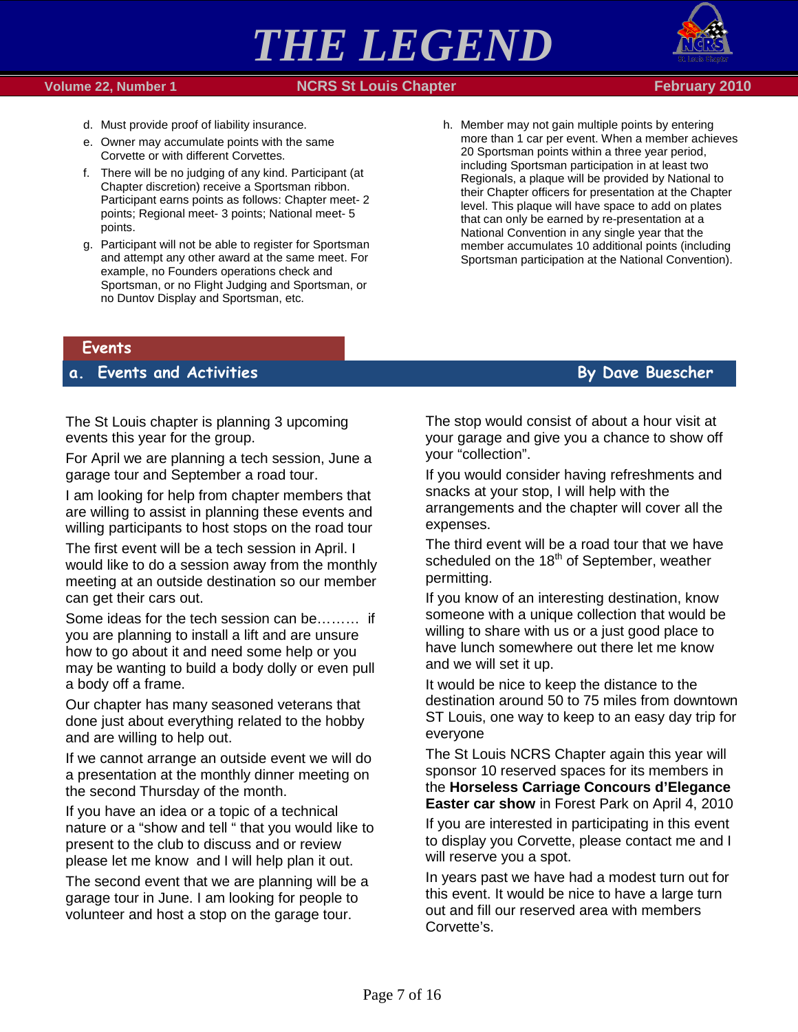d. Must provide proof of liability insurance.
e. Owner may accumulate points with the same Corvette or with different Corvettes.
f. There will be no judging of any kind. Participant (at Chapter discretion) receive a Sportsman ribbon. Participant earns points as follows: Chapter meet- 2 points; Regional meet- 3 points; National meet- 5 points.
g. Participant will not be able to register for Sportsman and attempt any other award at the same meet. For example, no Founders operations check and Sportsman, or no Flight Judging and Sportsman, or no Duntov Display and Sportsman, etc.
h. Member may not gain multiple points by entering more than 1 car per event. When a member achieves 20 Sportsman points within a three year period, including Sportsman participation in at least two Regionals, a plaque will be provided by National to their Chapter officers for presentation at the Chapter level. This plaque will have space to add on plates that can only be earned by re-presentation at a National Convention in any single year that the member accumulates 10 additional points (including Sportsman participation at the National Convention).

# Events

## a. Events and Activities

**By Dave Buescher**

The St Louis chapter is planning 3 upcoming events this year for the group.

For April we are planning a tech session, June a garage tour and September a road tour.

I am looking for help from chapter members that are willing to assist in planning these events and willing participants to host stops on the road tour

The first event will be a tech session in April. I would like to do a session away from the monthly meeting at an outside destination so our member can get their cars out.

Some ideas for the tech session can be……… if you are planning to install a lift and are unsure how to go about it and need some help or you may be wanting to build a body dolly or even pull a body off a frame.

Our chapter has many seasoned veterans that done just about everything related to the hobby and are willing to help out.

If we cannot arrange an outside event we will do a presentation at the monthly dinner meeting on the second Thursday of the month.

If you have an idea or a topic of a technical nature or a "show and tell " that you would like to present to the club to discuss and or review please let me know and I will help plan it out.

The second event that we are planning will be a garage tour in June. I am looking for people to volunteer and host a stop on the garage tour.

The stop would consist of about a hour visit at your garage and give you a chance to show off your "collection".

If you would consider having refreshments and snacks at your stop, I will help with the arrangements and the chapter will cover all the expenses.

The third event will be a road tour that we have scheduled on the 18th of September, weather permitting.

If you know of an interesting destination, know someone with a unique collection that would be willing to share with us or a just good place to have lunch somewhere out there let me know and we will set it up.

It would be nice to keep the distance to the destination around 50 to 75 miles from downtown ST Louis, one way to keep to an easy day trip for everyone

The St Louis NCRS Chapter again this year will sponsor 10 reserved spaces for its members in the **Horseless Carriage Concours d'Elegance Easter car show** in Forest Park on April 4, 2010

If you are interested in participating in this event to display you Corvette, please contact me and I will reserve you a spot.

In years past we have had a modest turn out for this event. It would be nice to have a large turn out and fill our reserved area with members Corvette's.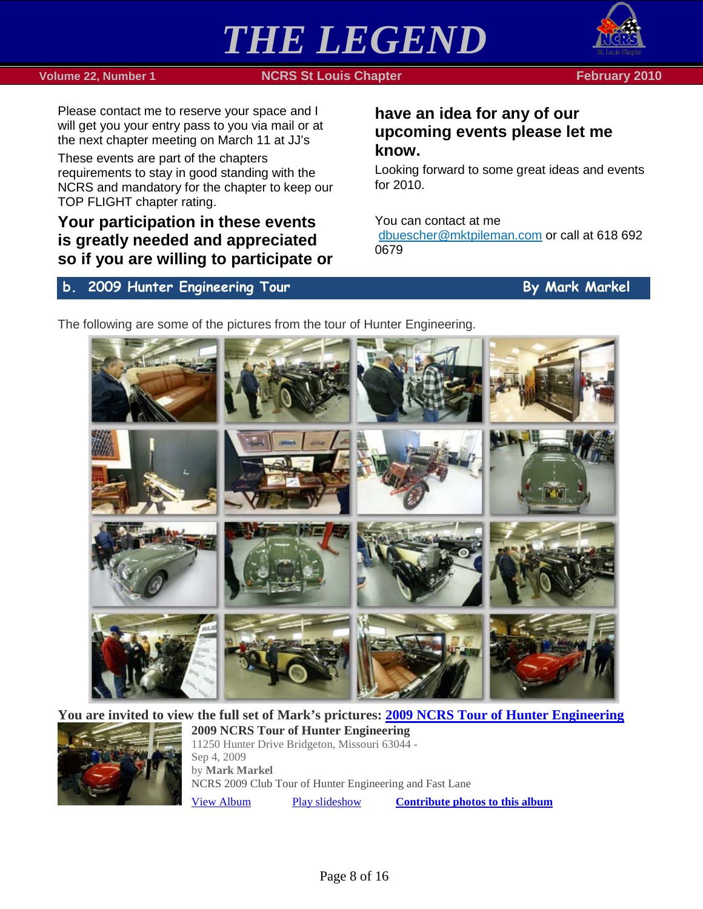Please contact me to reserve your space and I will get you your entry pass to you via mail or at the next chapter meeting on March 11 at JJ's

These events are part of the chapters requirements to stay in good standing with the NCRS and mandatory for the chapter to keep our TOP FLIGHT chapter rating.

**Your participation in these events is greatly needed and appreciated so if you are willing to participate or have an idea for any of our upcoming events please let me know.**

Looking forward to some great ideas and events for 2010.

You can contact at me
dbuescher@mktpileman.com or call at 618 692 0679

## b. 2009 Hunter Engineering Tour — By Mark Markel

The following are some of the pictures from the tour of Hunter Engineering.

**You are invited to view the full set of Mark's prictures: 2009 NCRS Tour of Hunter Engineering**

**2009 NCRS Tour of Hunter Engineering**
11250 Hunter Drive Bridgeton, Missouri 63044 -
Sep 4, 2009
by **Mark Markel**
NCRS 2009 Club Tour of Hunter Engineering and Fast Lane

View Album    Play slideshow    **Contribute photos to this album**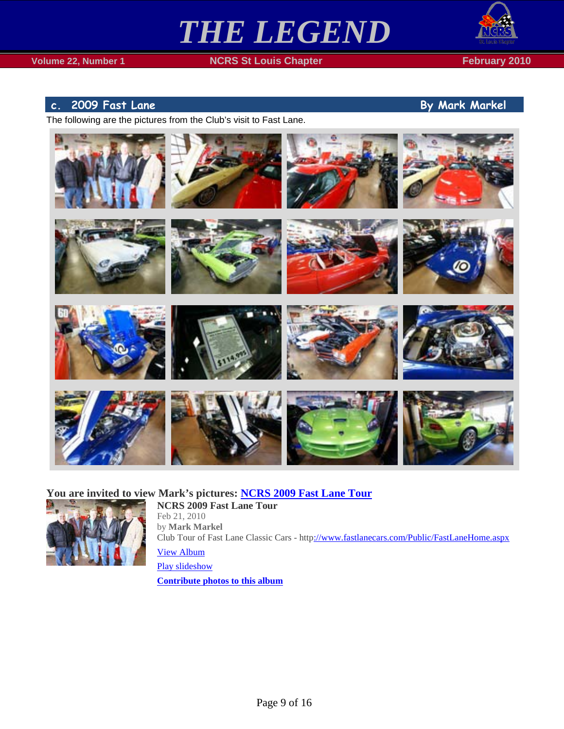## c. 2009 Fast Lane

**By Mark Markel**

The following are the pictures from the Club's visit to Fast Lane.

**You are invited to view Mark's pictures: [NCRS 2009 Fast Lane Tour]()**

**NCRS 2009 Fast Lane Tour**

Feb 21, 2010

by **Mark Markel**

Club Tour of Fast Lane Classic Cars - http://www.fastlanecars.com/Public/FastLaneHome.aspx

[View Album]()

[Play slideshow]()

**[Contribute photos to this album]()**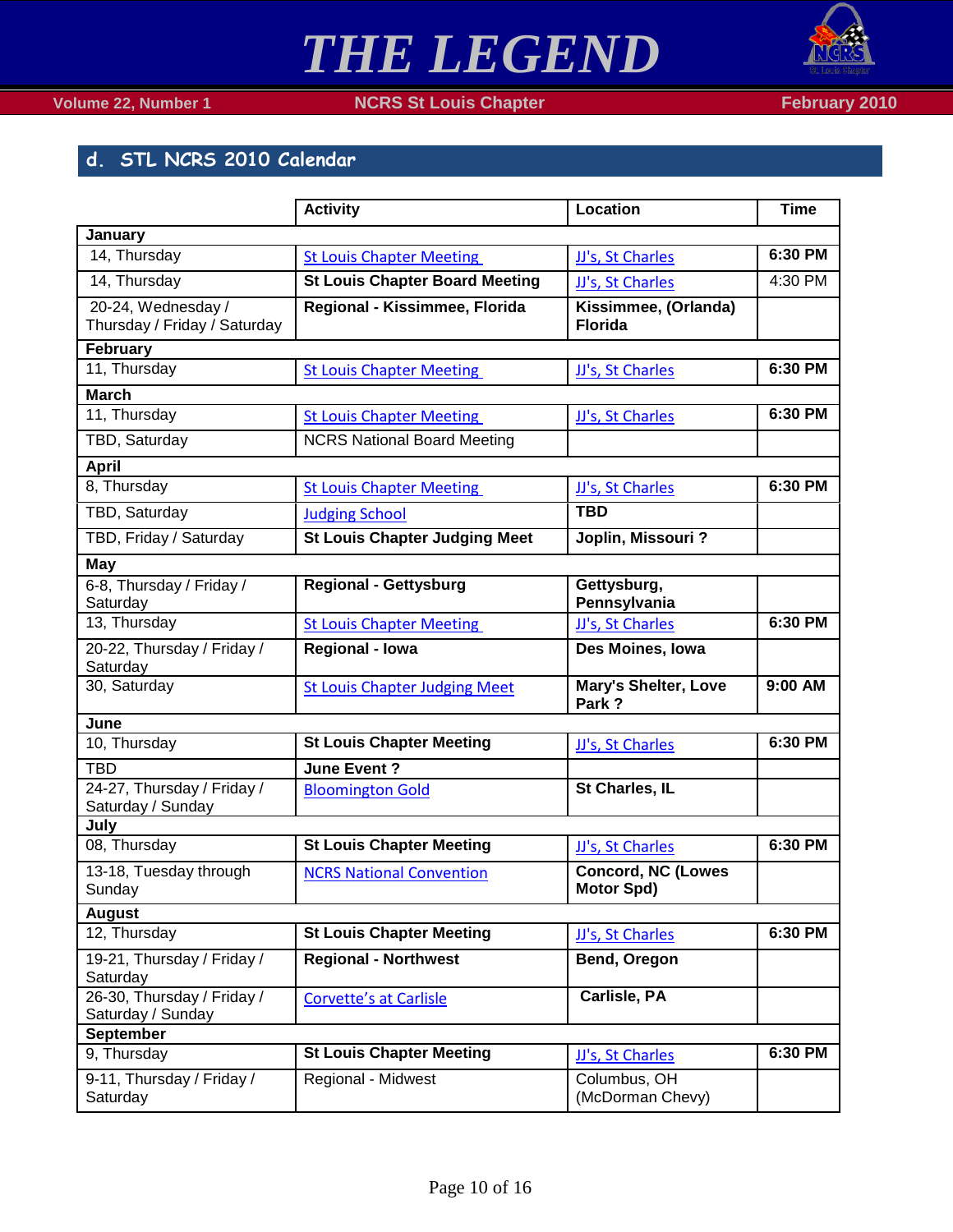## d. STL NCRS 2010 Calendar

| | Activity | Location | Time |
|---|---|---|---|
| **January** | | | |
| 14, Thursday | St Louis Chapter Meeting | JJ's, St Charles | **6:30 PM** |
| 14, Thursday | **St Louis Chapter Board Meeting** | JJ's, St Charles | 4:30 PM |
| 20-24, Wednesday / Thursday / Friday / Saturday | **Regional - Kissimmee, Florida** | **Kissimmee, (Orlanda) Florida** | |
| **February** | | | |
| 11, Thursday | St Louis Chapter Meeting | JJ's, St Charles | **6:30 PM** |
| **March** | | | |
| 11, Thursday | St Louis Chapter Meeting | JJ's, St Charles | **6:30 PM** |
| TBD, Saturday | NCRS National Board Meeting | | |
| **April** | | | |
| 8, Thursday | St Louis Chapter Meeting | JJ's, St Charles | **6:30 PM** |
| TBD, Saturday | Judging School | **TBD** | |
| TBD, Friday / Saturday | **St Louis Chapter Judging Meet** | **Joplin, Missouri ?** | |
| **May** | | | |
| 6-8, Thursday / Friday / Saturday | **Regional - Gettysburg** | **Gettysburg, Pennsylvania** | |
| 13, Thursday | St Louis Chapter Meeting | JJ's, St Charles | **6:30 PM** |
| 20-22, Thursday / Friday / Saturday | **Regional - Iowa** | **Des Moines, Iowa** | |
| 30, Saturday | St Louis Chapter Judging Meet | **Mary's Shelter, Love Park ?** | **9:00 AM** |
| **June** | | | |
| 10, Thursday | **St Louis Chapter Meeting** | JJ's, St Charles | **6:30 PM** |
| TBD | **June Event ?** | | |
| 24-27, Thursday / Friday / Saturday / Sunday | Bloomington Gold | **St Charles, IL** | |
| **July** | | | |
| 08, Thursday | **St Louis Chapter Meeting** | JJ's, St Charles | **6:30 PM** |
| 13-18, Tuesday through Sunday | NCRS National Convention | **Concord, NC (Lowes Motor Spd)** | |
| **August** | | | |
| 12, Thursday | **St Louis Chapter Meeting** | JJ's, St Charles | **6:30 PM** |
| 19-21, Thursday / Friday / Saturday | **Regional - Northwest** | **Bend, Oregon** | |
| 26-30, Thursday / Friday / Saturday / Sunday | Corvette's at Carlisle | **Carlisle, PA** | |
| **September** | | | |
| 9, Thursday | **St Louis Chapter Meeting** | JJ's, St Charles | **6:30 PM** |
| 9-11, Thursday / Friday / Saturday | Regional - Midwest | Columbus, OH (McDorman Chevy) | |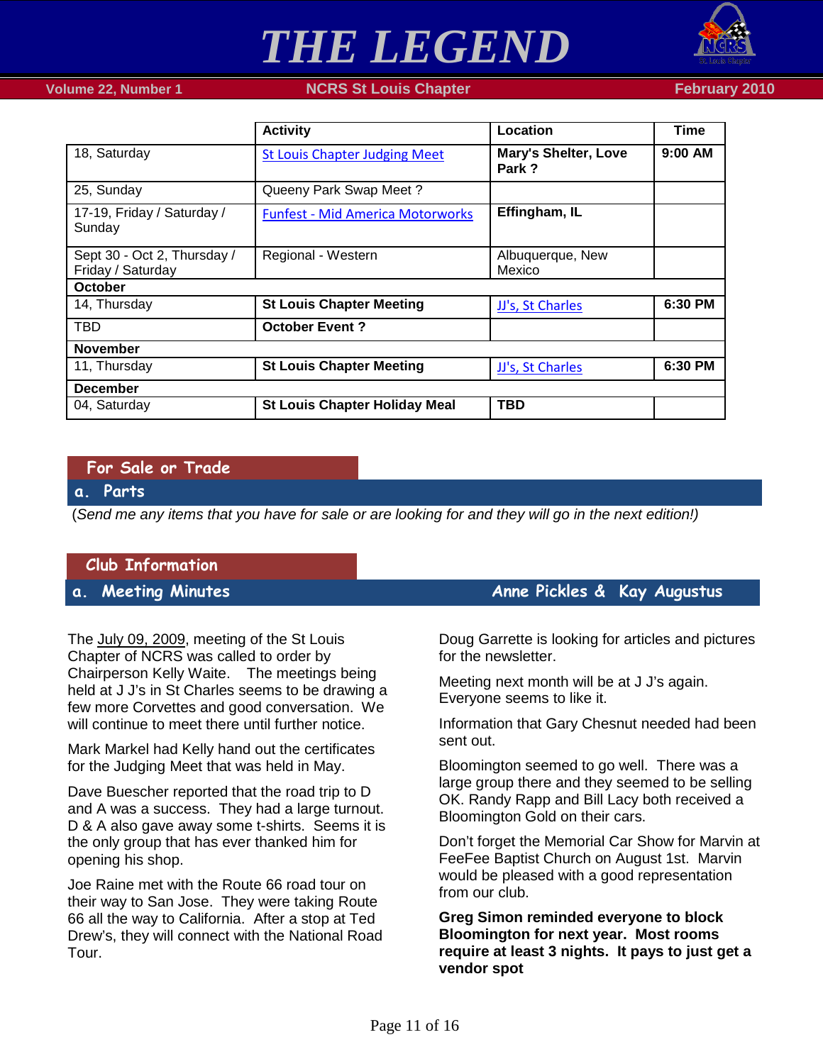| | Activity | Location | Time |
|---|---|---|---|
| 18, Saturday | St Louis Chapter Judging Meet | **Mary's Shelter, Love Park ?** | **9:00 AM** |
| 25, Sunday | Queeny Park Swap Meet ? | | |
| 17-19, Friday / Saturday / Sunday | Funfest - Mid America Motorworks | **Effingham, IL** | |
| Sept 30 - Oct 2, Thursday / Friday / Saturday | Regional - Western | Albuquerque, New Mexico | |
| **October** | | | |
| 14, Thursday | **St Louis Chapter Meeting** | JJ's, St Charles | **6:30 PM** |
| TBD | **October Event ?** | | |
| **November** | | | |
| 11, Thursday | **St Louis Chapter Meeting** | JJ's, St Charles | **6:30 PM** |
| **December** | | | |
| 04, Saturday | **St Louis Chapter Holiday Meal** | **TBD** | |

## For Sale or Trade

### a. Parts

(*Send me any items that you have for sale or are looking for and they will go in the next edition!)*

## Club Information

### a. Meeting Minutes — Anne Pickles & Kay Augustus

The July 09, 2009, meeting of the St Louis Chapter of NCRS was called to order by Chairperson Kelly Waite. The meetings being held at J J's in St Charles seems to be drawing a few more Corvettes and good conversation. We will continue to meet there until further notice.

Mark Markel had Kelly hand out the certificates for the Judging Meet that was held in May.

Dave Buescher reported that the road trip to D and A was a success. They had a large turnout. D & A also gave away some t-shirts. Seems it is the only group that has ever thanked him for opening his shop.

Joe Raine met with the Route 66 road tour on their way to San Jose. They were taking Route 66 all the way to California. After a stop at Ted Drew's, they will connect with the National Road Tour.

Doug Garrette is looking for articles and pictures for the newsletter.

Meeting next month will be at J J's again. Everyone seems to like it.

Information that Gary Chesnut needed had been sent out.

Bloomington seemed to go well. There was a large group there and they seemed to be selling OK. Randy Rapp and Bill Lacy both received a Bloomington Gold on their cars.

Don't forget the Memorial Car Show for Marvin at FeeFee Baptist Church on August 1st. Marvin would be pleased with a good representation from our club.

**Greg Simon reminded everyone to block Bloomington for next year. Most rooms require at least 3 nights. It pays to just get a vendor spot**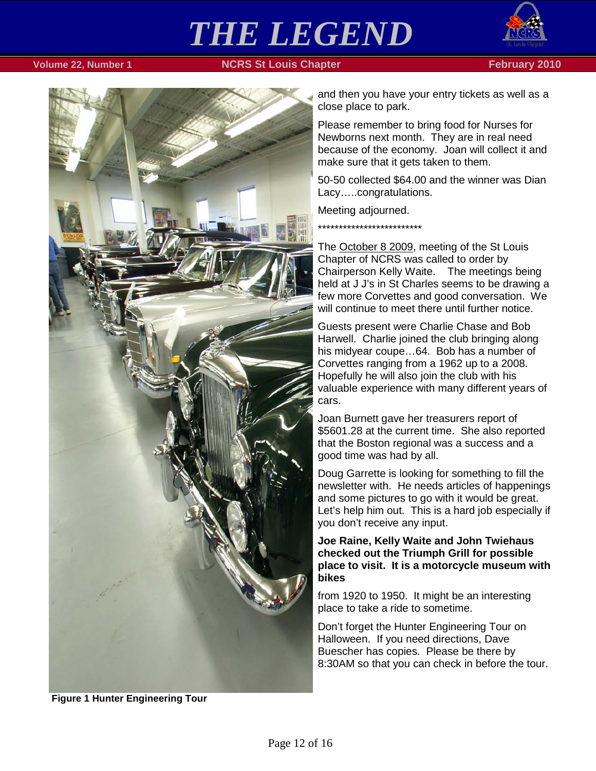Figure 1 Hunter Engineering Tour

and then you have your entry tickets as well as a close place to park.

Please remember to bring food for Nurses for Newborns next month. They are in real need because of the economy. Joan will collect it and make sure that it gets taken to them.

50-50 collected $64.00 and the winner was Dian Lacy…..congratulations.

Meeting adjourned.

**************************

The October 8 2009, meeting of the St Louis Chapter of NCRS was called to order by Chairperson Kelly Waite. The meetings being held at J J's in St Charles seems to be drawing a few more Corvettes and good conversation. We will continue to meet there until further notice.

Guests present were Charlie Chase and Bob Harwell. Charlie joined the club bringing along his midyear coupe…64. Bob has a number of Corvettes ranging from a 1962 up to a 2008. Hopefully he will also join the club with his valuable experience with many different years of cars.

Joan Burnett gave her treasurers report of $5601.28 at the current time. She also reported that the Boston regional was a success and a good time was had by all.

Doug Garrette is looking for something to fill the newsletter with. He needs articles of happenings and some pictures to go with it would be great. Let's help him out. This is a hard job especially if you don't receive any input.

**Joe Raine, Kelly Waite and John Twiehaus checked out the Triumph Grill for possible place to visit. It is a motorcycle museum with bikes**

from 1920 to 1950. It might be an interesting place to take a ride to sometime.

Don't forget the Hunter Engineering Tour on Halloween. If you need directions, Dave Buescher has copies. Please be there by 8:30AM so that you can check in before the tour.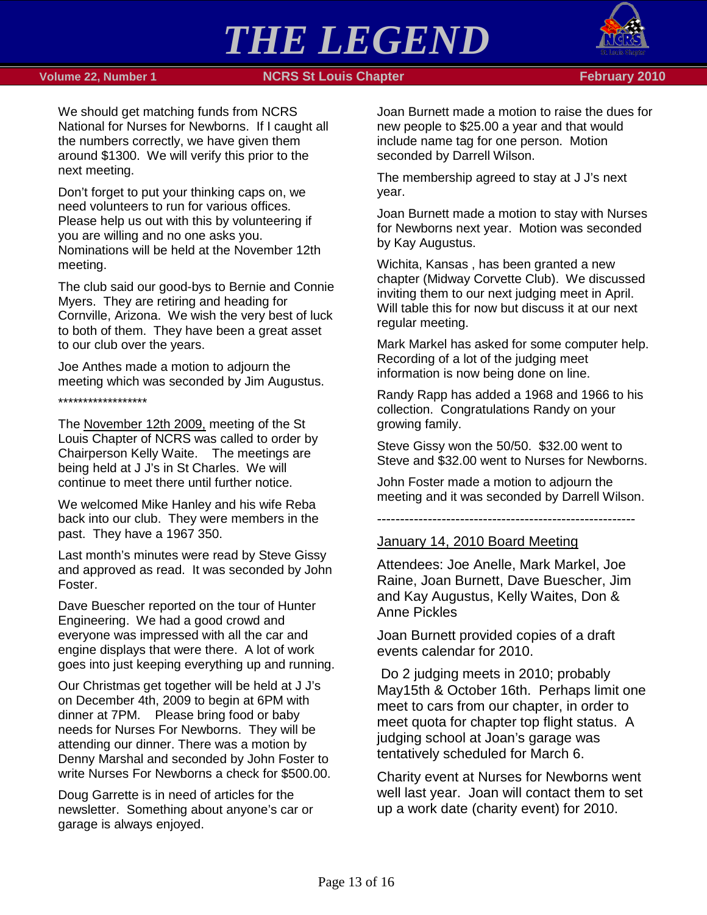We should get matching funds from NCRS National for Nurses for Newborns. If I caught all the numbers correctly, we have given them around $1300. We will verify this prior to the next meeting.

Don't forget to put your thinking caps on, we need volunteers to run for various offices. Please help us out with this by volunteering if you are willing and no one asks you. Nominations will be held at the November 12th meeting.

The club said our good-bys to Bernie and Connie Myers. They are retiring and heading for Cornville, Arizona. We wish the very best of luck to both of them. They have been a great asset to our club over the years.

Joe Anthes made a motion to adjourn the meeting which was seconded by Jim Augustus.

*******************

The November 12th 2009, meeting of the St Louis Chapter of NCRS was called to order by Chairperson Kelly Waite. The meetings are being held at J J's in St Charles. We will continue to meet there until further notice.

We welcomed Mike Hanley and his wife Reba back into our club. They were members in the past. They have a 1967 350.

Last month's minutes were read by Steve Gissy and approved as read. It was seconded by John Foster.

Dave Buescher reported on the tour of Hunter Engineering. We had a good crowd and everyone was impressed with all the car and engine displays that were there. A lot of work goes into just keeping everything up and running.

Our Christmas get together will be held at J J's on December 4th, 2009 to begin at 6PM with dinner at 7PM. Please bring food or baby needs for Nurses For Newborns. They will be attending our dinner. There was a motion by Denny Marshal and seconded by John Foster to write Nurses For Newborns a check for $500.00.

Doug Garrette is in need of articles for the newsletter. Something about anyone's car or garage is always enjoyed.

Joan Burnett made a motion to raise the dues for new people to $25.00 a year and that would include name tag for one person. Motion seconded by Darrell Wilson.

The membership agreed to stay at J J's next year.

Joan Burnett made a motion to stay with Nurses for Newborns next year. Motion was seconded by Kay Augustus.

Wichita, Kansas , has been granted a new chapter (Midway Corvette Club). We discussed inviting them to our next judging meet in April. Will table this for now but discuss it at our next regular meeting.

Mark Markel has asked for some computer help. Recording of a lot of the judging meet information is now being done on line.

Randy Rapp has added a 1968 and 1966 to his collection. Congratulations Randy on your growing family.

Steve Gissy won the 50/50. $32.00 went to Steve and $32.00 went to Nurses for Newborns.

John Foster made a motion to adjourn the meeting and it was seconded by Darrell Wilson.

---

January 14, 2010 Board Meeting

Attendees: Joe Anelle, Mark Markel, Joe Raine, Joan Burnett, Dave Buescher, Jim and Kay Augustus, Kelly Waites, Don & Anne Pickles

Joan Burnett provided copies of a draft events calendar for 2010.

Do 2 judging meets in 2010; probably May15th & October 16th. Perhaps limit one meet to cars from our chapter, in order to meet quota for chapter top flight status. A judging school at Joan's garage was tentatively scheduled for March 6.

Charity event at Nurses for Newborns went well last year. Joan will contact them to set up a work date (charity event) for 2010.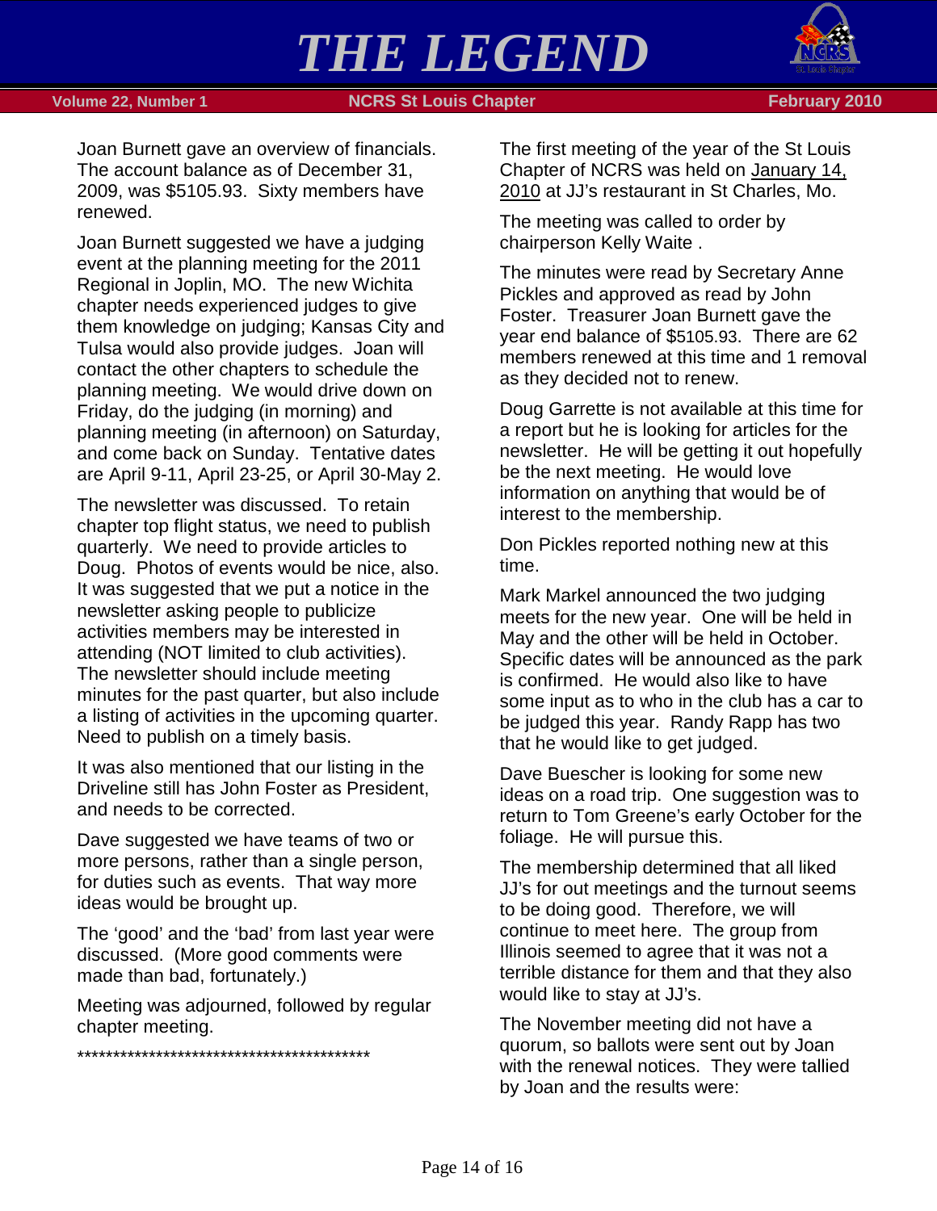Joan Burnett gave an overview of financials. The account balance as of December 31, 2009, was $5105.93. Sixty members have renewed.

Joan Burnett suggested we have a judging event at the planning meeting for the 2011 Regional in Joplin, MO. The new Wichita chapter needs experienced judges to give them knowledge on judging; Kansas City and Tulsa would also provide judges. Joan will contact the other chapters to schedule the planning meeting. We would drive down on Friday, do the judging (in morning) and planning meeting (in afternoon) on Saturday, and come back on Sunday. Tentative dates are April 9-11, April 23-25, or April 30-May 2.

The newsletter was discussed. To retain chapter top flight status, we need to publish quarterly. We need to provide articles to Doug. Photos of events would be nice, also. It was suggested that we put a notice in the newsletter asking people to publicize activities members may be interested in attending (NOT limited to club activities). The newsletter should include meeting minutes for the past quarter, but also include a listing of activities in the upcoming quarter. Need to publish on a timely basis.

It was also mentioned that our listing in the Driveline still has John Foster as President, and needs to be corrected.

Dave suggested we have teams of two or more persons, rather than a single person, for duties such as events. That way more ideas would be brought up.

The 'good' and the 'bad' from last year were discussed. (More good comments were made than bad, fortunately.)

Meeting was adjourned, followed by regular chapter meeting.

*******************************************

The first meeting of the year of the St Louis Chapter of NCRS was held on January 14, 2010 at JJ's restaurant in St Charles, Mo.

The meeting was called to order by chairperson Kelly Waite .

The minutes were read by Secretary Anne Pickles and approved as read by John Foster. Treasurer Joan Burnett gave the year end balance of $5105.93. There are 62 members renewed at this time and 1 removal as they decided not to renew.

Doug Garrette is not available at this time for a report but he is looking for articles for the newsletter. He will be getting it out hopefully be the next meeting. He would love information on anything that would be of interest to the membership.

Don Pickles reported nothing new at this time.

Mark Markel announced the two judging meets for the new year. One will be held in May and the other will be held in October. Specific dates will be announced as the park is confirmed. He would also like to have some input as to who in the club has a car to be judged this year. Randy Rapp has two that he would like to get judged.

Dave Buescher is looking for some new ideas on a road trip. One suggestion was to return to Tom Greene's early October for the foliage. He will pursue this.

The membership determined that all liked JJ's for out meetings and the turnout seems to be doing good. Therefore, we will continue to meet here. The group from Illinois seemed to agree that it was not a terrible distance for them and that they also would like to stay at JJ's.

The November meeting did not have a quorum, so ballots were sent out by Joan with the renewal notices. They were tallied by Joan and the results were: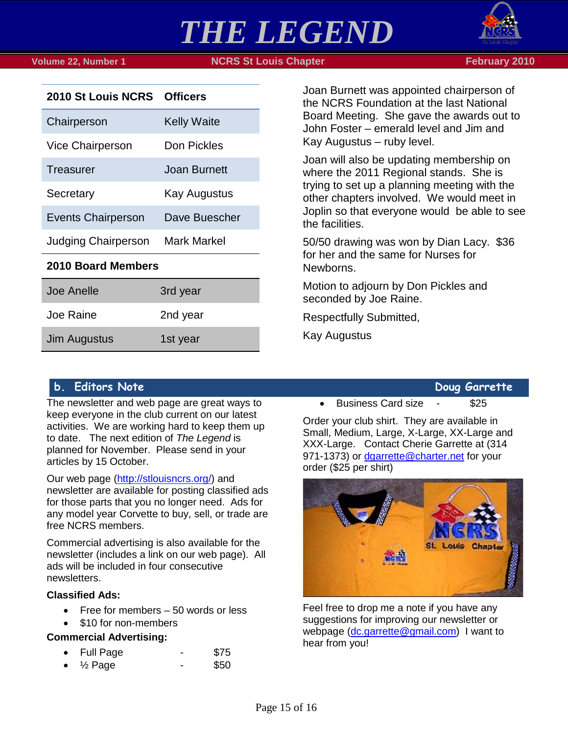| 2010 St Louis NCRS | Officers |
| --- | --- |
| Chairperson | Kelly Waite |
| Vice Chairperson | Don Pickles |
| Treasurer | Joan Burnett |
| Secretary | Kay Augustus |
| Events Chairperson | Dave Buescher |
| Judging Chairperson | Mark Markel |

| 2010 Board Members | |
| --- | --- |
| Joe Anelle | 3rd year |
| Joe Raine | 2nd year |
| Jim Augustus | 1st year |

Joan Burnett was appointed chairperson of the NCRS Foundation at the last National Board Meeting. She gave the awards out to John Foster – emerald level and Jim and Kay Augustus – ruby level.

Joan will also be updating membership on where the 2011 Regional stands. She is trying to set up a planning meeting with the other chapters involved. We would meet in Joplin so that everyone would be able to see the facilities.

50/50 drawing was won by Dian Lacy. $36 for her and the same for Nurses for Newborns.

Motion to adjourn by Don Pickles and seconded by Joe Raine.

Respectfully Submitted,

Kay Augustus

## b. Editors Note — Doug Garrette

The newsletter and web page are great ways to keep everyone in the club current on our latest activities. We are working hard to keep them up to date. The next edition of *The Legend* is planned for November. Please send in your articles by 15 October.

Our web page (http://stlouisncrs.org/) and newsletter are available for posting classified ads for those parts that you no longer need. Ads for any model year Corvette to buy, sell, or trade are free NCRS members.

Commercial advertising is also available for the newsletter (includes a link on our web page). All ads will be included in four consecutive newsletters.

**Classified Ads:**

- Free for members – 50 words or less
- $10 for non-members

**Commercial Advertising:**

- Full Page - $75
- ½ Page - $50
- Business Card size - $25

Order your club shirt. They are available in Small, Medium, Large, X-Large, XX-Large and XXX-Large. Contact Cherie Garrette at (314 971-1373) or dgarrette@charter.net for your order ($25 per shirt)

Feel free to drop me a note if you have any suggestions for improving our newsletter or webpage (dc.garrette@gmail.com) I want to hear from you!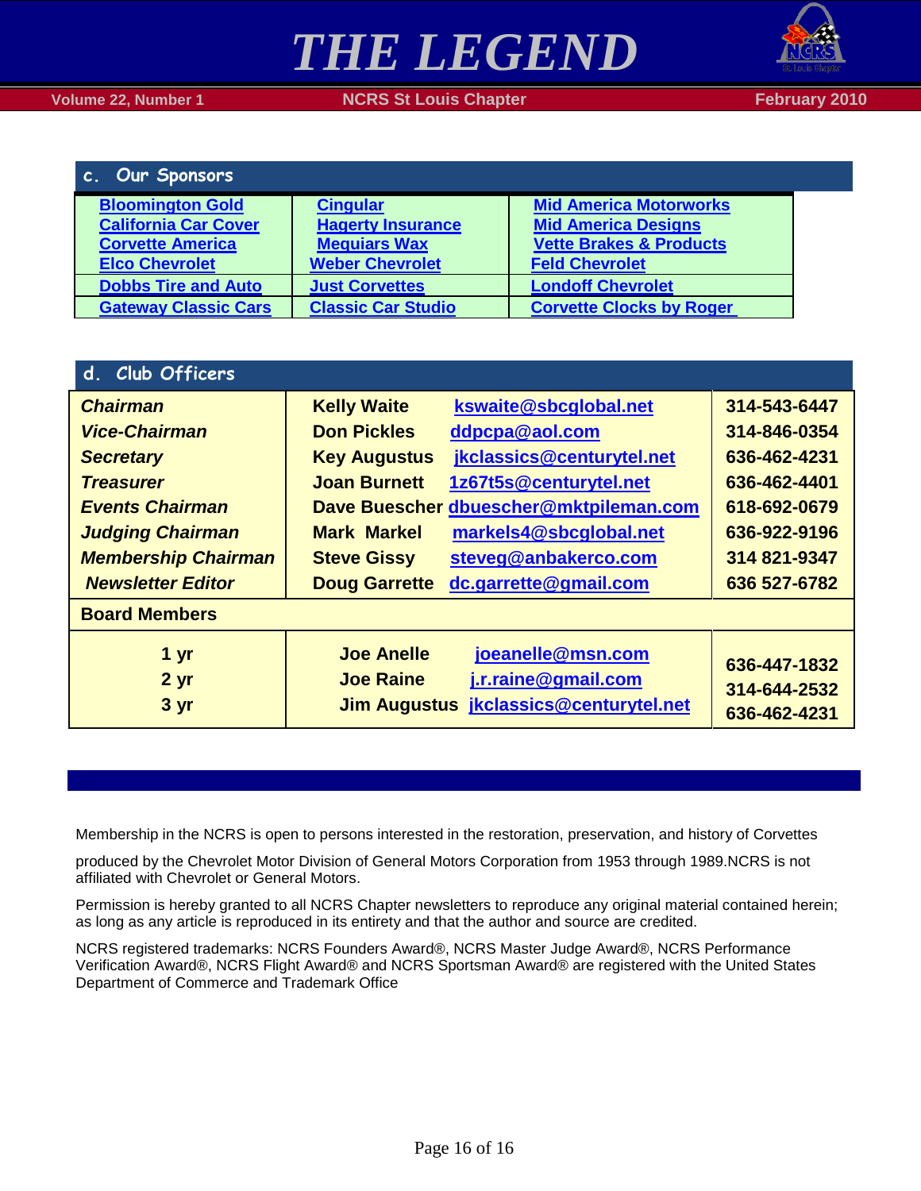## c. Our Sponsors

| | | |
|---|---|---|
| Bloomington Gold<br>California Car Cover<br>Corvette America<br>Elco Chevrolet | Cingular<br>Hagerty Insurance<br>Meguiars Wax<br>Weber Chevrolet | Mid America Motorworks<br>Mid America Designs<br>Vette Brakes & Products<br>Feld Chevrolet |
| Dobbs Tire and Auto | Just Corvettes | Londoff Chevrolet |
| Gateway Classic Cars | Classic Car Studio | Corvette Clocks by Roger |

## d. Club Officers

| | | | |
|---|---|---|---|
| *Chairman* | Kelly Waite | kswaite@sbcglobal.net | 314-543-6447 |
| *Vice-Chairman* | Don Pickles | ddpcpa@aol.com | 314-846-0354 |
| *Secretary* | Key Augustus | jkclassics@centurytel.net | 636-462-4231 |
| *Treasurer* | Joan Burnett | 1z67t5s@centurytel.net | 636-462-4401 |
| *Events Chairman* | Dave Buescher | dbuescher@mktpileman.com | 618-692-0679 |
| *Judging Chairman* | Mark Markel | markels4@sbcglobal.net | 636-922-9196 |
| *Membership Chairman* | Steve Gissy | steveg@anbakerco.com | 314 821-9347 |
| *Newsletter Editor* | Doug Garrette | dc.garrette@gmail.com | 636 527-6782 |
| **Board Members** | | | |
| 1 yr | Joe Anelle | joeanelle@msn.com | 636-447-1832 |
| 2 yr | Joe Raine | j.r.raine@gmail.com | 314-644-2532 |
| 3 yr | Jim Augustus | jkclassics@centurytel.net | 636-462-4231 |

Membership in the NCRS is open to persons interested in the restoration, preservation, and history of Corvettes

produced by the Chevrolet Motor Division of General Motors Corporation from 1953 through 1989.NCRS is not affiliated with Chevrolet or General Motors.

Permission is hereby granted to all NCRS Chapter newsletters to reproduce any original material contained herein; as long as any article is reproduced in its entirety and that the author and source are credited.

NCRS registered trademarks: NCRS Founders Award®, NCRS Master Judge Award®, NCRS Performance Verification Award®, NCRS Flight Award® and NCRS Sportsman Award® are registered with the United States Department of Commerce and Trademark Office